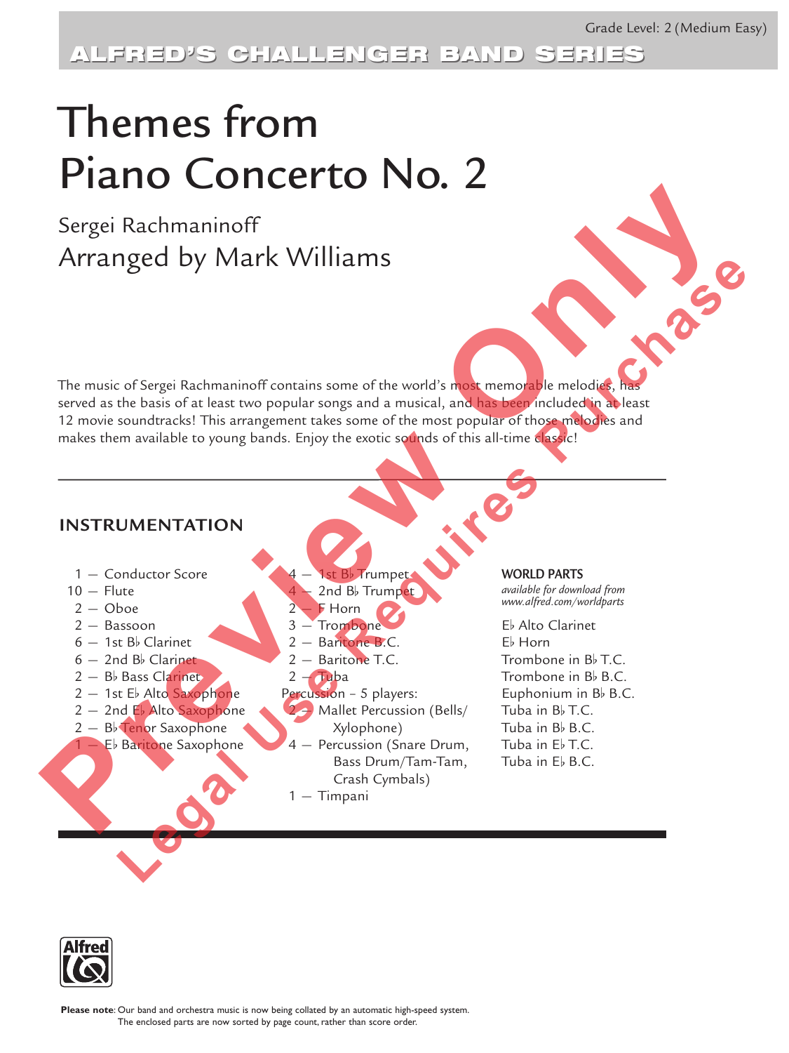Grade Level: 2 (Medium Easy)

ALFRED'S CHALLENGER BAND SERIES

# Themes from Piano Concerto No. 2

Sergei Rachmaninoff

## Arranged by Mark Williams

The music of Sergei Rachmaninoff contains some of the world's most memorable melodies, has served as the basis of at least two popular songs and a musical, and has been included in at least 12 movie soundtracks! This arrangement takes some of the most popular of those melodies and makes them available to young bands. Enjoy the exotic sounds of this all-time classic!

### INSTRUMENTATION

- 1 — Conductor Score
- 10 — Flute
- 2 — Oboe
- 2 — Bassoon
- 6 — 1st B♭ Clarinet
- 6 — 2nd B♭ Clarinet
- 2 — B♭ Bass Clarinet
- 2 — 1st E♭ Alto Saxophone
- 2 — 2nd E♭ Alto Saxophone
- 2 — B♭ Tenor Saxophone
- 1 — E♭ Baritone Saxophone
- 4 — 1st B♭ Trumpet
- 4 — 2nd B♭ Trumpet
- 2 — F Horn
- 3 — Trombone
- 2 — Baritone B.C.
- 2 — Baritone T.C.
- 2 — Tuba

Percussion – 5 players:
- 2 — Mallet Percussion (Bells/Xylophone)
- 4 — Percussion (Snare Drum, Bass Drum/Tam-Tam, Crash Cymbals)
- 1 — Timpani

**WORLD PARTS**

*available for download from www.alfred.com/worldparts*

- E♭ Alto Clarinet
- E♭ Horn
- Trombone in B♭ T.C.
- Trombone in B♭ B.C.
- Euphonium in B♭ B.C.
- Tuba in B♭ T.C.
- Tuba in B♭ B.C.
- Tuba in E♭ T.C.
- Tuba in E♭ B.C.

Preview Only
Legal Use Requires Purchase

Alfred

**Please note**: Our band and orchestra music is now being collated by an automatic high-speed system. The enclosed parts are now sorted by page count, rather than score order.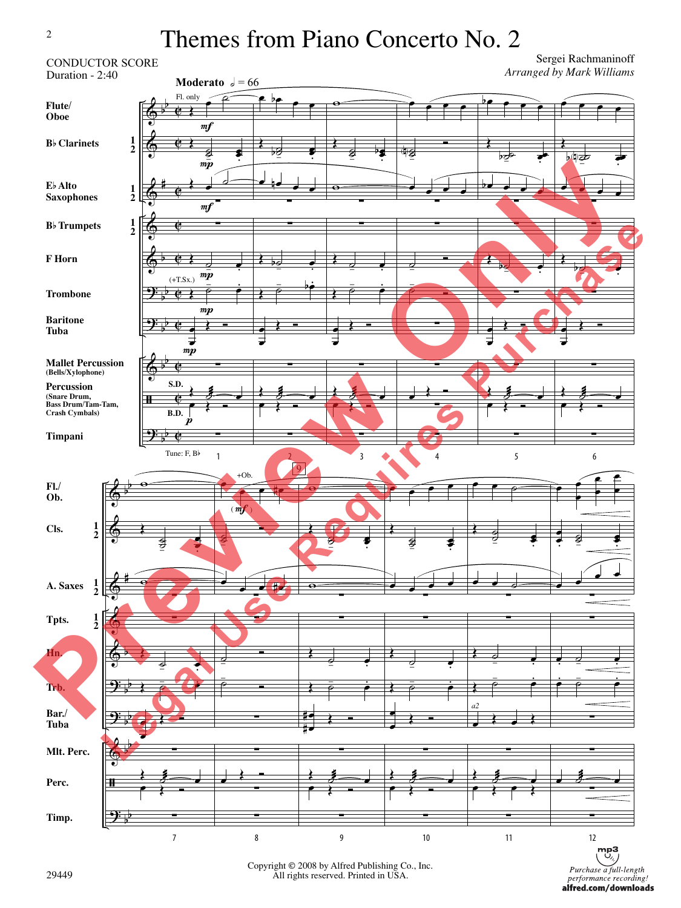# Themes from Piano Concerto No. 2

CONDUCTOR SCORE
Duration - 2:40

Sergei Rachmaninoff
*Arranged by Mark Williams*

**Moderato** 𝅗𝅥 = 66

Flute/ Oboe
B♭ Clarinets 1 2
E♭ Alto Saxophones 1 2
B♭ Trumpets 1 2
F Horn
Trombone
Baritone Tuba
Mallet Percussion (Bells/Xylophone)
Percussion (Snare Drum, Bass Drum/Tam-Tam, Crash Cymbals)
Timpani

Tune: F, B♭

Copyright © 2008 by Alfred Publishing Co., Inc.
All rights reserved. Printed in USA.

29449

*Purchase a full-length performance recording!*
**alfred.com/downloads**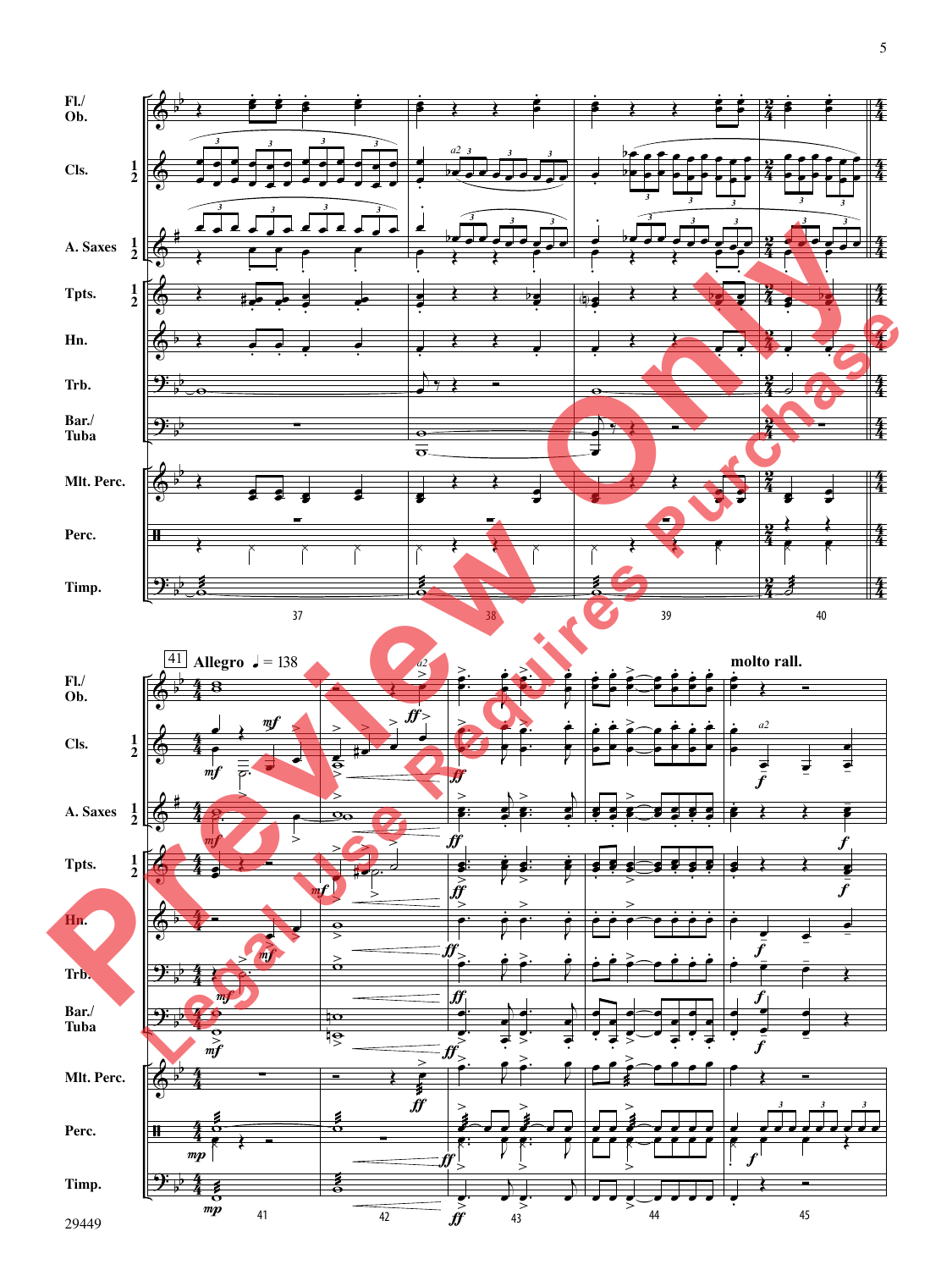41 **Allegro** ♩ = 138

**molto rall.**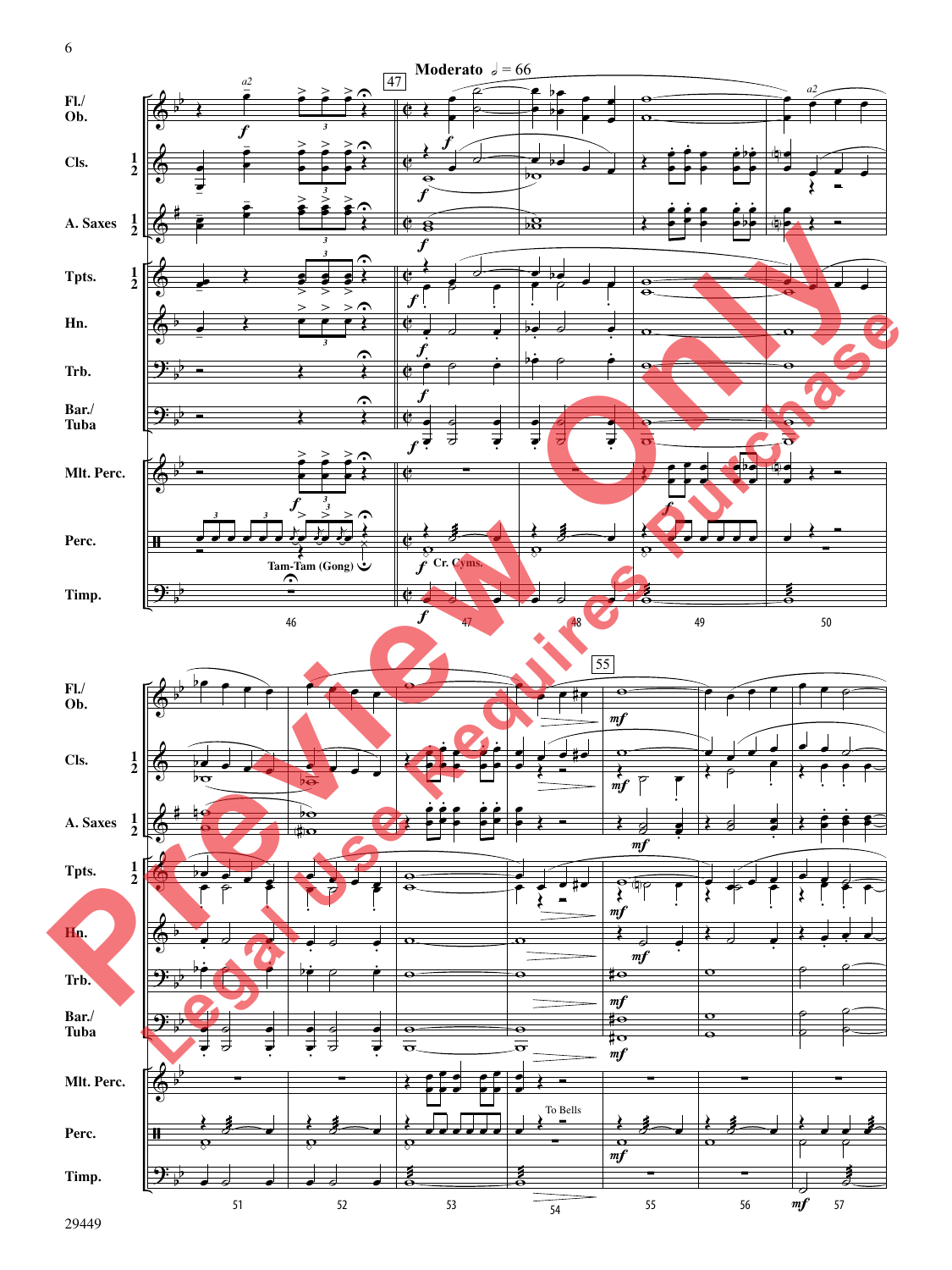**Moderato** 𝅗𝅥 = 66

Fl./Ob.

Cls. 1 2

A. Saxes 1 2

Tpts. 1 2

Hn.

Trb.

Bar./Tuba

Mlt. Perc.

Perc.

Tamm-Tam (Gong)

Cr. Cyms.

To Bells

Timp.

29449